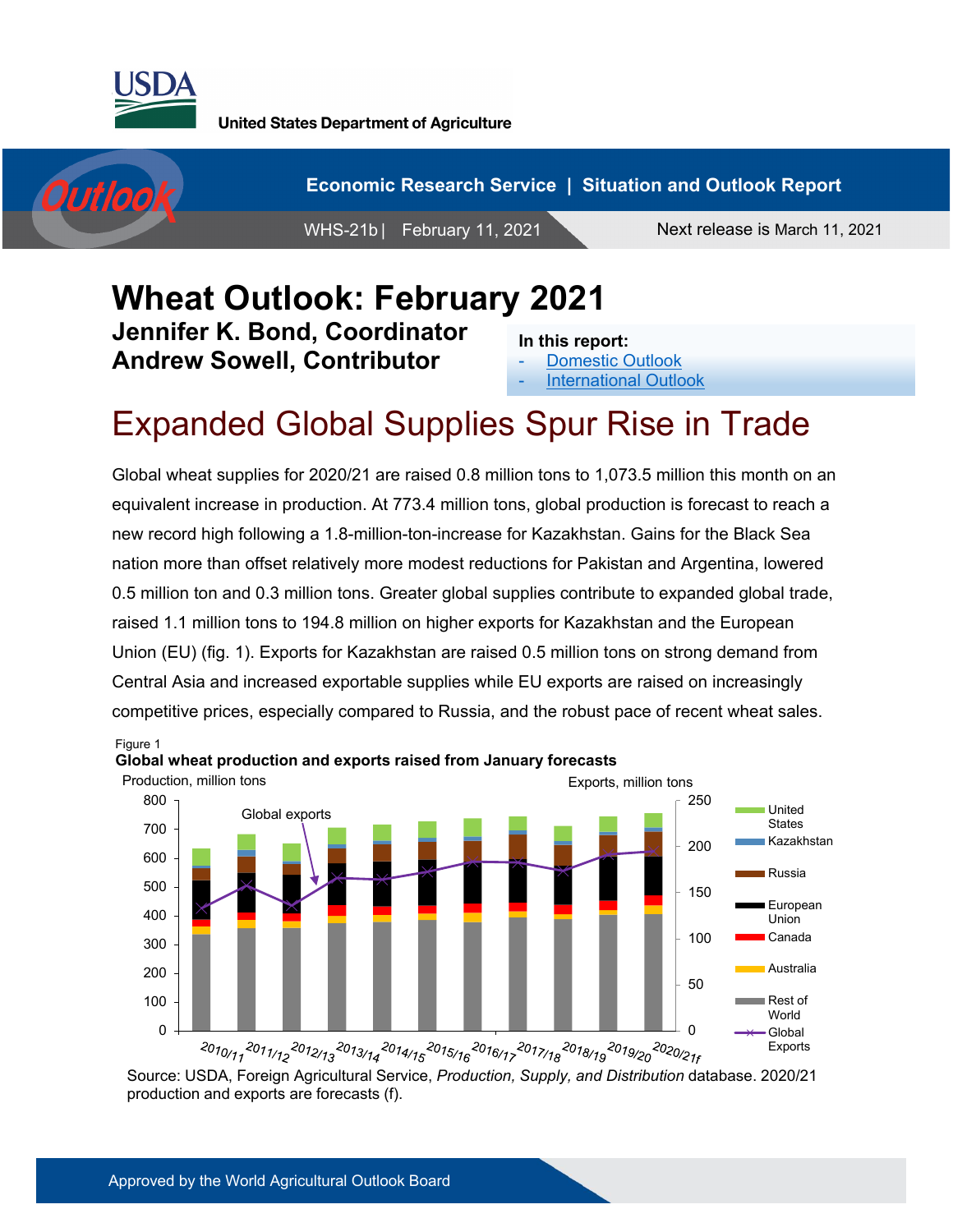United States Department of Agriculture

Economic Research Service | Situation and Outlook Report

WHS-21b | February 11, 2021

Next release is March 11, 2021

# Wheat Outlook: February 2021

**Jennifer K. Bond, Coordinator**
**Andrew Sowell, Contributor**

**In this report:**
- Domestic Outlook
- International Outlook

## Expanded Global Supplies Spur Rise in Trade

Global wheat supplies for 2020/21 are raised 0.8 million tons to 1,073.5 million this month on an equivalent increase in production. At 773.4 million tons, global production is forecast to reach a new record high following a 1.8-million-ton-increase for Kazakhstan. Gains for the Black Sea nation more than offset relatively more modest reductions for Pakistan and Argentina, lowered 0.5 million ton and 0.3 million tons. Greater global supplies contribute to expanded global trade, raised 1.1 million tons to 194.8 million on higher exports for Kazakhstan and the European Union (EU) (fig. 1). Exports for Kazakhstan are raised 0.5 million tons on strong demand from Central Asia and increased exportable supplies while EU exports are raised on increasingly competitive prices, especially compared to Russia, and the robust pace of recent wheat sales.

Figure 1
**Global wheat production and exports raised from January forecasts**

Source: USDA, Foreign Agricultural Service, *Production, Supply, and Distribution* database. 2020/21 production and exports are forecasts (f).

Approved by the World Agricultural Outlook Board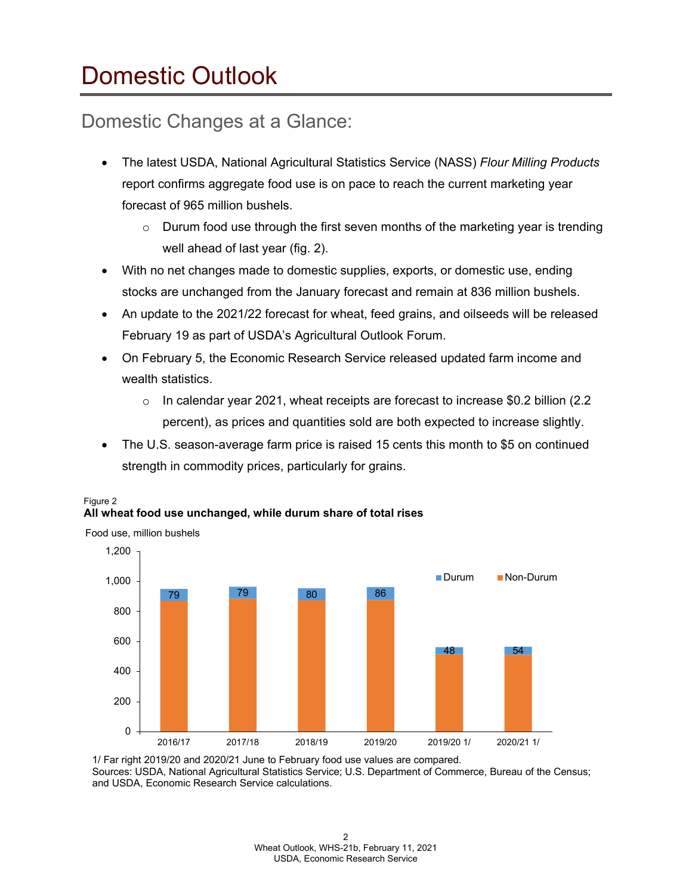# Domestic Outlook

## Domestic Changes at a Glance:

- The latest USDA, National Agricultural Statistics Service (NASS) *Flour Milling Products* report confirms aggregate food use is on pace to reach the current marketing year forecast of 965 million bushels.
    - Durum food use through the first seven months of the marketing year is trending well ahead of last year (fig. 2).
- With no net changes made to domestic supplies, exports, or domestic use, ending stocks are unchanged from the January forecast and remain at 836 million bushels.
- An update to the 2021/22 forecast for wheat, feed grains, and oilseeds will be released February 19 as part of USDA's Agricultural Outlook Forum.
- On February 5, the Economic Research Service released updated farm income and wealth statistics.
    - In calendar year 2021, wheat receipts are forecast to increase $0.2 billion (2.2 percent), as prices and quantities sold are both expected to increase slightly.
- The U.S. season-average farm price is raised 15 cents this month to $5 on continued strength in commodity prices, particularly for grains.

Figure 2
**All wheat food use unchanged, while durum share of total rises**

Food use, million bushels

| | 2016/17 | 2017/18 | 2018/19 | 2019/20 | 2019/20 1/ | 2020/21 1/ |
|---|---|---|---|---|---|---|
| Durum | 79 | 79 | 80 | 86 | 48 | 54 |

1/ Far right 2019/20 and 2020/21 June to February food use values are compared.
Sources: USDA, National Agricultural Statistics Service; U.S. Department of Commerce, Bureau of the Census; and USDA, Economic Research Service calculations.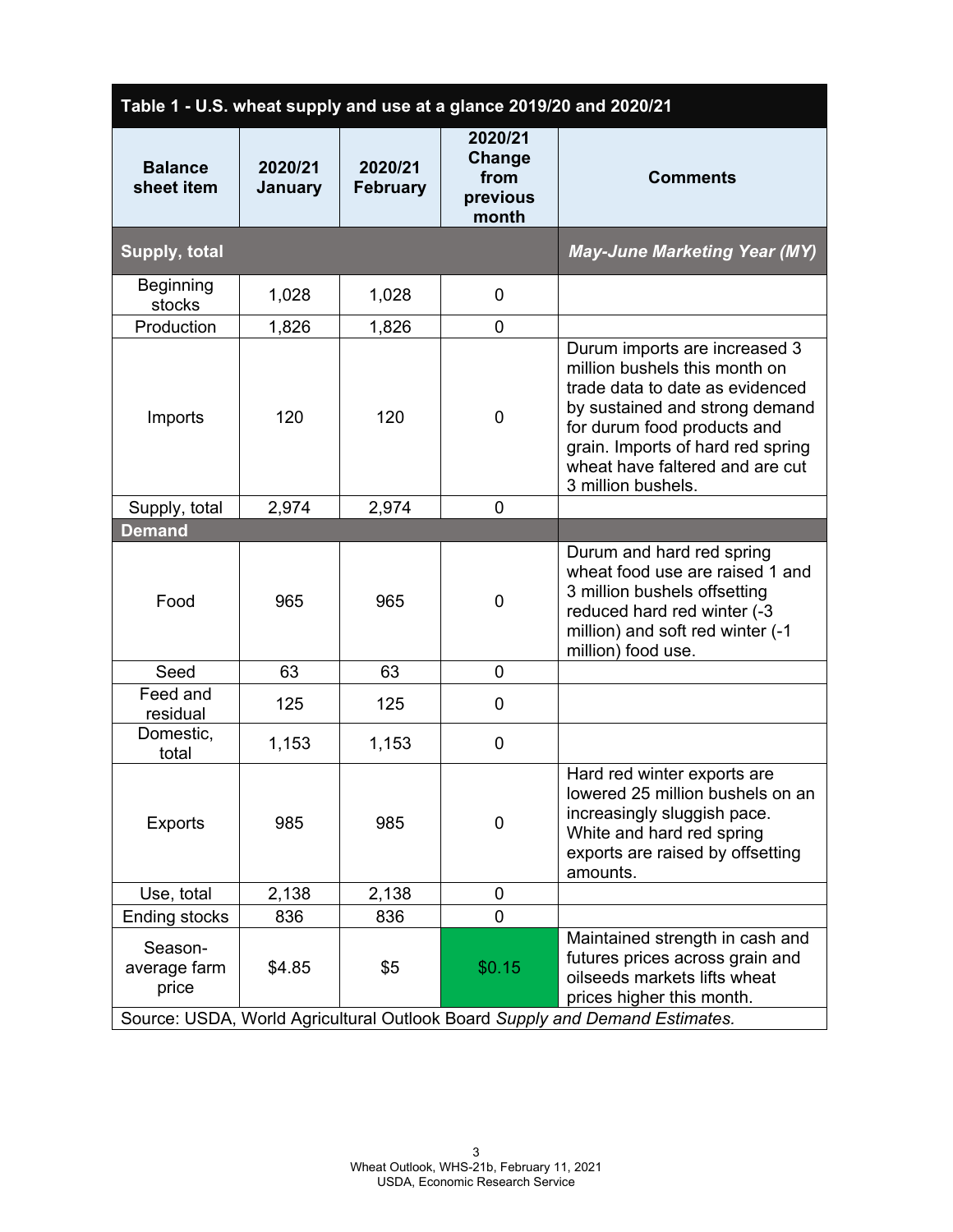| Table 1 - U.S. wheat supply and use at a glance 2019/20 and 2020/21 | | | | |
|---|---|---|---|---|
| **Balance sheet item** | **2020/21 January** | **2020/21 February** | **2020/21 Change from previous month** | **Comments** |
| **Supply, total** | | | | ***May-June Marketing Year (MY)*** |
| Beginning stocks | 1,028 | 1,028 | 0 | |
| Production | 1,826 | 1,826 | 0 | |
| Imports | 120 | 120 | 0 | Durum imports are increased 3 million bushels this month on trade data to date as evidenced by sustained and strong demand for durum food products and grain. Imports of hard red spring wheat have faltered and are cut 3 million bushels. |
| Supply, total | 2,974 | 2,974 | 0 | |
| **Demand** | | | | |
| Food | 965 | 965 | 0 | Durum and hard red spring wheat food use are raised 1 and 3 million bushels offsetting reduced hard red winter (-3 million) and soft red winter (-1 million) food use. |
| Seed | 63 | 63 | 0 | |
| Feed and residual | 125 | 125 | 0 | |
| Domestic, total | 1,153 | 1,153 | 0 | |
| Exports | 985 | 985 | 0 | Hard red winter exports are lowered 25 million bushels on an increasingly sluggish pace. White and hard red spring exports are raised by offsetting amounts. |
| Use, total | 2,138 | 2,138 | 0 | |
| Ending stocks | 836 | 836 | 0 | |
| Season-average farm price | $4.85 | $5 | $0.15 | Maintained strength in cash and futures prices across grain and oilseeds markets lifts wheat prices higher this month. |

Source: USDA, World Agricultural Outlook Board *Supply and Demand Estimates.*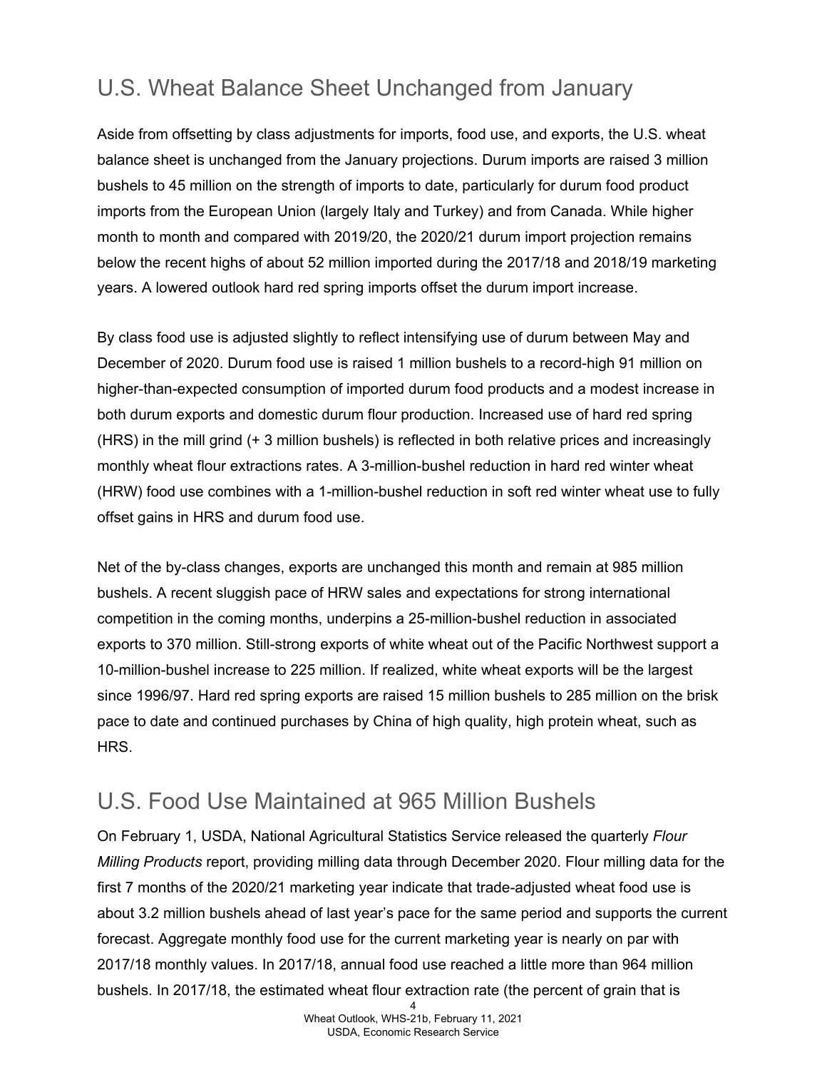## U.S. Wheat Balance Sheet Unchanged from January

Aside from offsetting by class adjustments for imports, food use, and exports, the U.S. wheat balance sheet is unchanged from the January projections. Durum imports are raised 3 million bushels to 45 million on the strength of imports to date, particularly for durum food product imports from the European Union (largely Italy and Turkey) and from Canada. While higher month to month and compared with 2019/20, the 2020/21 durum import projection remains below the recent highs of about 52 million imported during the 2017/18 and 2018/19 marketing years. A lowered outlook hard red spring imports offset the durum import increase.

By class food use is adjusted slightly to reflect intensifying use of durum between May and December of 2020. Durum food use is raised 1 million bushels to a record-high 91 million on higher-than-expected consumption of imported durum food products and a modest increase in both durum exports and domestic durum flour production. Increased use of hard red spring (HRS) in the mill grind (+ 3 million bushels) is reflected in both relative prices and increasingly monthly wheat flour extractions rates. A 3-million-bushel reduction in hard red winter wheat (HRW) food use combines with a 1-million-bushel reduction in soft red winter wheat use to fully offset gains in HRS and durum food use.

Net of the by-class changes, exports are unchanged this month and remain at 985 million bushels. A recent sluggish pace of HRW sales and expectations for strong international competition in the coming months, underpins a 25-million-bushel reduction in associated exports to 370 million. Still-strong exports of white wheat out of the Pacific Northwest support a 10-million-bushel increase to 225 million. If realized, white wheat exports will be the largest since 1996/97. Hard red spring exports are raised 15 million bushels to 285 million on the brisk pace to date and continued purchases by China of high quality, high protein wheat, such as HRS.

## U.S. Food Use Maintained at 965 Million Bushels

On February 1, USDA, National Agricultural Statistics Service released the quarterly *Flour Milling Products* report, providing milling data through December 2020. Flour milling data for the first 7 months of the 2020/21 marketing year indicate that trade-adjusted wheat food use is about 3.2 million bushels ahead of last year's pace for the same period and supports the current forecast. Aggregate monthly food use for the current marketing year is nearly on par with 2017/18 monthly values. In 2017/18, annual food use reached a little more than 964 million bushels. In 2017/18, the estimated wheat flour extraction rate (the percent of grain that is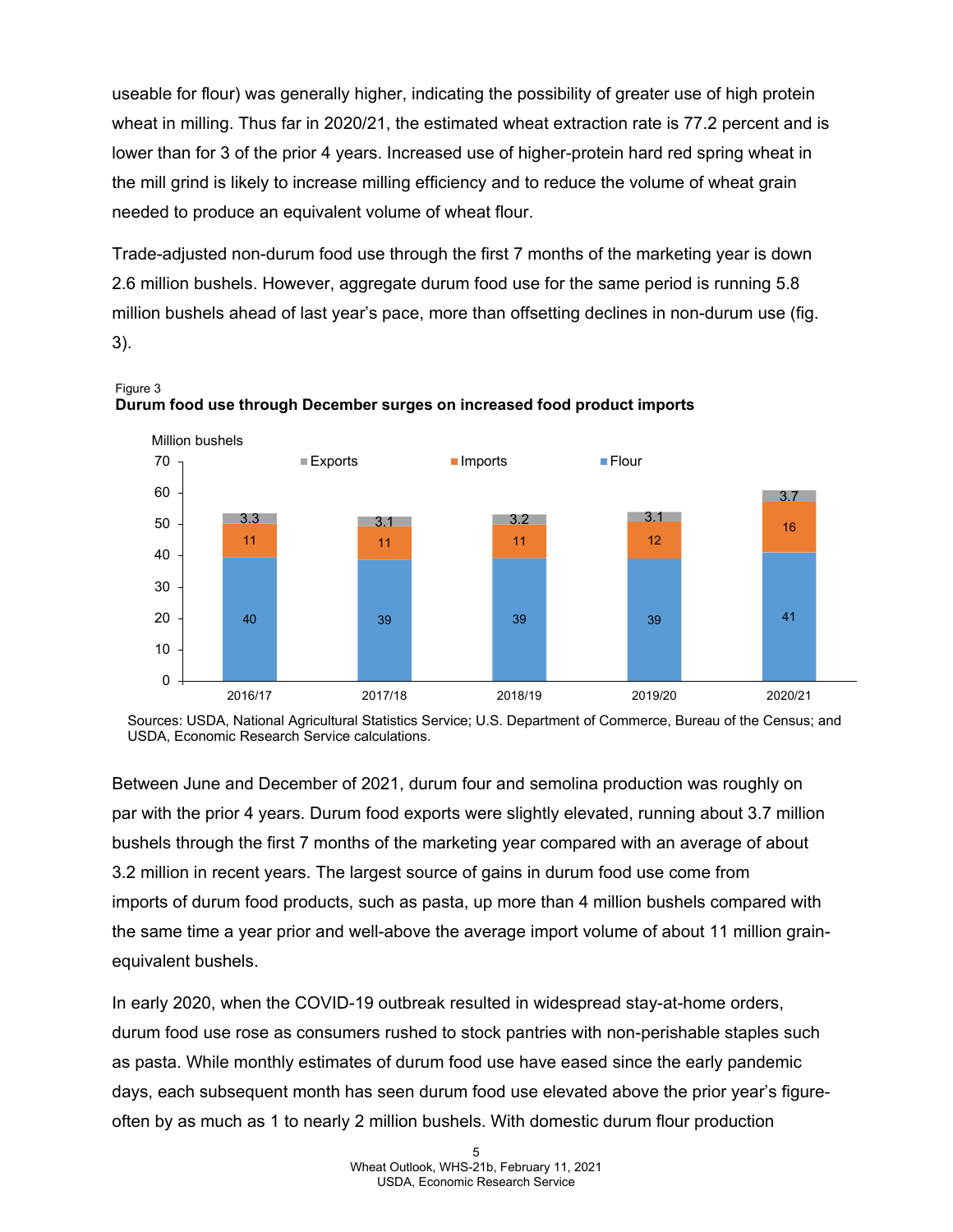useable for flour) was generally higher, indicating the possibility of greater use of high protein wheat in milling. Thus far in 2020/21, the estimated wheat extraction rate is 77.2 percent and is lower than for 3 of the prior 4 years. Increased use of higher-protein hard red spring wheat in the mill grind is likely to increase milling efficiency and to reduce the volume of wheat grain needed to produce an equivalent volume of wheat flour.

Trade-adjusted non-durum food use through the first 7 months of the marketing year is down 2.6 million bushels. However, aggregate durum food use for the same period is running 5.8 million bushels ahead of last year's pace, more than offsetting declines in non-durum use (fig. 3).

Figure 3
**Durum food use through December surges on increased food product imports**

Million bushels

| | Flour | Imports | Exports |
|---|---|---|---|
| 2016/17 | 40 | 11 | 3.3 |
| 2017/18 | 39 | 11 | 3.1 |
| 2018/19 | 39 | 11 | 3.2 |
| 2019/20 | 39 | 12 | 3.1 |
| 2020/21 | 41 | 16 | 3.7 |

Sources: USDA, National Agricultural Statistics Service; U.S. Department of Commerce, Bureau of the Census; and USDA, Economic Research Service calculations.

Between June and December of 2021, durum four and semolina production was roughly on par with the prior 4 years. Durum food exports were slightly elevated, running about 3.7 million bushels through the first 7 months of the marketing year compared with an average of about 3.2 million in recent years. The largest source of gains in durum food use come from imports of durum food products, such as pasta, up more than 4 million bushels compared with the same time a year prior and well-above the average import volume of about 11 million grain-equivalent bushels.

In early 2020, when the COVID-19 outbreak resulted in widespread stay-at-home orders, durum food use rose as consumers rushed to stock pantries with non-perishable staples such as pasta. While monthly estimates of durum food use have eased since the early pandemic days, each subsequent month has seen durum food use elevated above the prior year's figure-often by as much as 1 to nearly 2 million bushels. With domestic durum flour production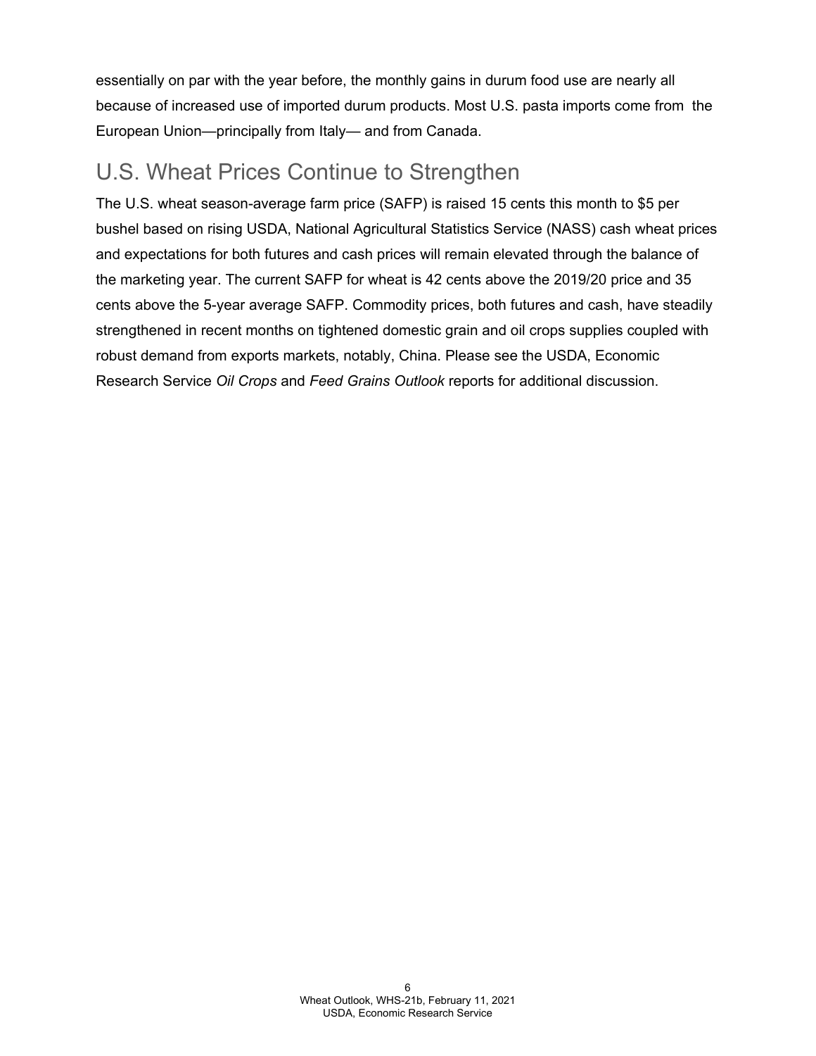essentially on par with the year before, the monthly gains in durum food use are nearly all because of increased use of imported durum products. Most U.S. pasta imports come from the European Union—principally from Italy— and from Canada.

## U.S. Wheat Prices Continue to Strengthen

The U.S. wheat season-average farm price (SAFP) is raised 15 cents this month to $5 per bushel based on rising USDA, National Agricultural Statistics Service (NASS) cash wheat prices and expectations for both futures and cash prices will remain elevated through the balance of the marketing year. The current SAFP for wheat is 42 cents above the 2019/20 price and 35 cents above the 5-year average SAFP. Commodity prices, both futures and cash, have steadily strengthened in recent months on tightened domestic grain and oil crops supplies coupled with robust demand from exports markets, notably, China. Please see the USDA, Economic Research Service *Oil Crops* and *Feed Grains Outlook* reports for additional discussion.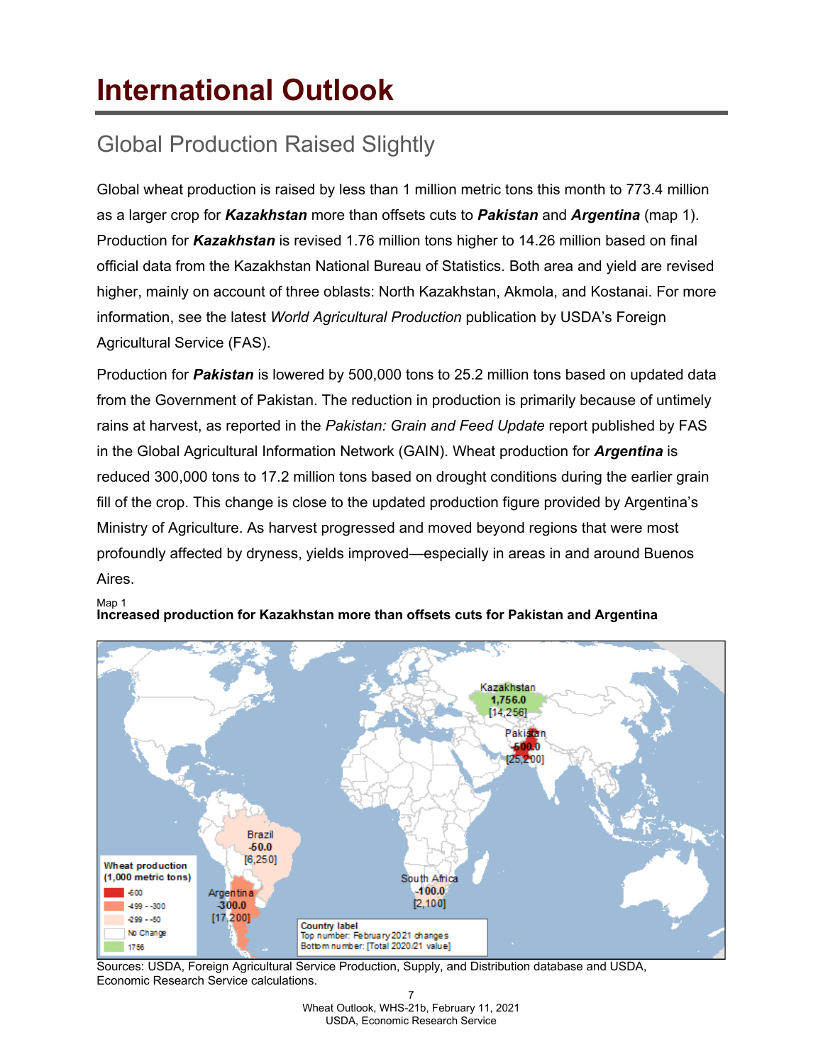# International Outlook

## Global Production Raised Slightly

Global wheat production is raised by less than 1 million metric tons this month to 773.4 million as a larger crop for ***Kazakhstan*** more than offsets cuts to ***Pakistan*** and ***Argentina*** (map 1). Production for ***Kazakhstan*** is revised 1.76 million tons higher to 14.26 million based on final official data from the Kazakhstan National Bureau of Statistics. Both area and yield are revised higher, mainly on account of three oblasts: North Kazakhstan, Akmola, and Kostanai. For more information, see the latest *World Agricultural Production* publication by USDA's Foreign Agricultural Service (FAS).

Production for ***Pakistan*** is lowered by 500,000 tons to 25.2 million tons based on updated data from the Government of Pakistan. The reduction in production is primarily because of untimely rains at harvest, as reported in the *Pakistan: Grain and Feed Update* report published by FAS in the Global Agricultural Information Network (GAIN). Wheat production for ***Argentina*** is reduced 300,000 tons to 17.2 million tons based on drought conditions during the earlier grain fill of the crop. This change is close to the updated production figure provided by Argentina's Ministry of Agriculture. As harvest progressed and moved beyond regions that were most profoundly affected by dryness, yields improved—especially in areas in and around Buenos Aires.

Map 1
**Increased production for Kazakhstan more than offsets cuts for Pakistan and Argentina**

Wheat production (1,000 metric tons)

| Country | February 2021 changes | Total 2020/21 value |
|---|---|---|
| Kazakhstan | 1,756.0 | 14,256 |
| Pakistan | -500.0 | 25,200 |
| Brazil | -50.0 | 6,250 |
| Argentina | -300.0 | 17,200 |
| South Africa | -100.0 | 2,100 |

Legend: -500; -499 - -300; -299 - -50; No Change; 1756

Country label: Top number: February 2021 changes; Bottom number: [Total 2020/21 value]

Sources: USDA, Foreign Agricultural Service Production, Supply, and Distribution database and USDA, Economic Research Service calculations.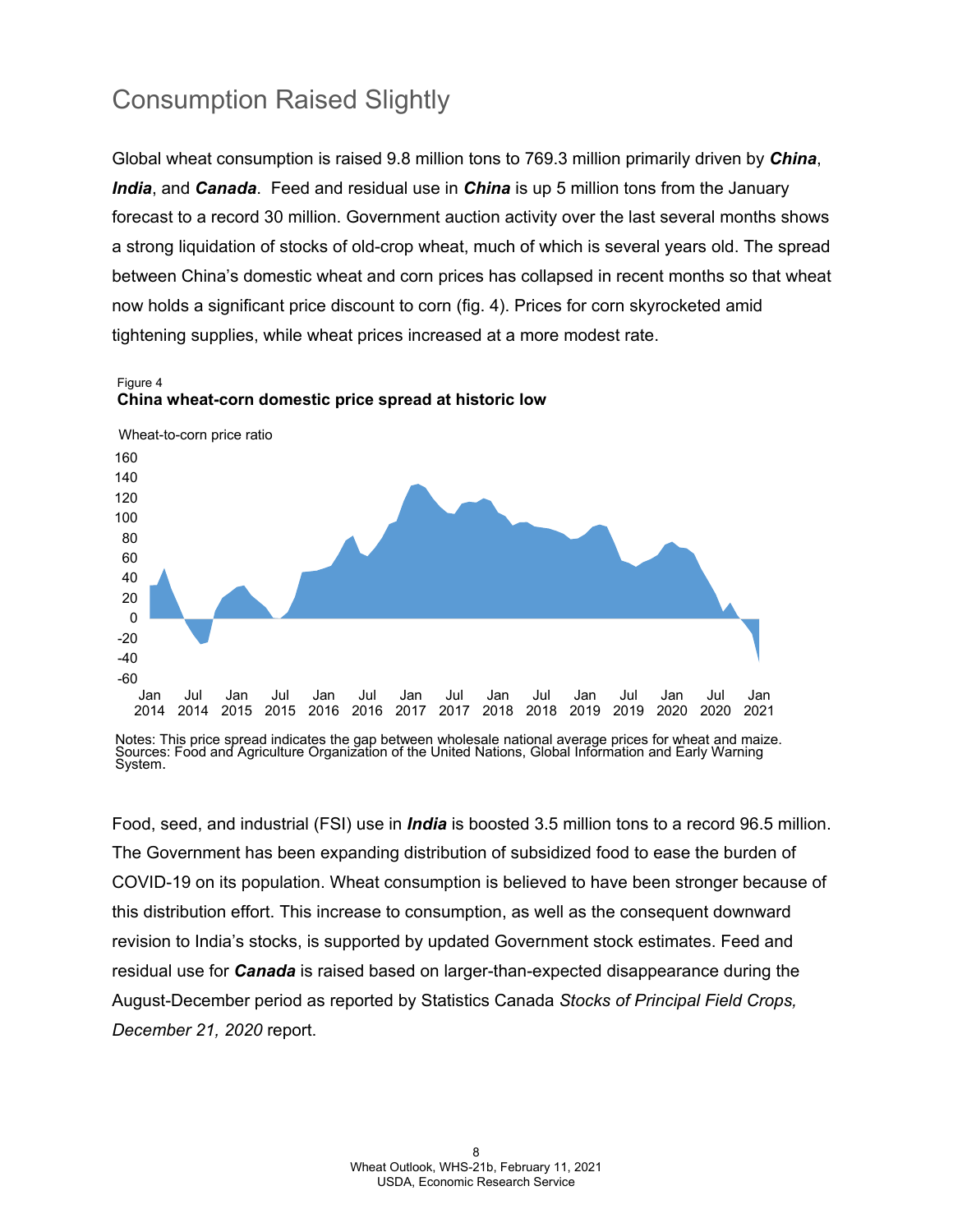# Consumption Raised Slightly

Global wheat consumption is raised 9.8 million tons to 769.3 million primarily driven by ***China***, ***India***, and ***Canada***. Feed and residual use in ***China*** is up 5 million tons from the January forecast to a record 30 million. Government auction activity over the last several months shows a strong liquidation of stocks of old-crop wheat, much of which is several years old. The spread between China's domestic wheat and corn prices has collapsed in recent months so that wheat now holds a significant price discount to corn (fig. 4). Prices for corn skyrocketed amid tightening supplies, while wheat prices increased at a more modest rate.

Figure 4
**China wheat-corn domestic price spread at historic low**

Wheat-to-corn price ratio

Notes: This price spread indicates the gap between wholesale national average prices for wheat and maize.
Sources: Food and Agriculture Organization of the United Nations, Global Information and Early Warning System.

Food, seed, and industrial (FSI) use in ***India*** is boosted 3.5 million tons to a record 96.5 million. The Government has been expanding distribution of subsidized food to ease the burden of COVID-19 on its population. Wheat consumption is believed to have been stronger because of this distribution effort. This increase to consumption, as well as the consequent downward revision to India's stocks, is supported by updated Government stock estimates. Feed and residual use for ***Canada*** is raised based on larger-than-expected disappearance during the August-December period as reported by Statistics Canada *Stocks of Principal Field Crops, December 21, 2020* report.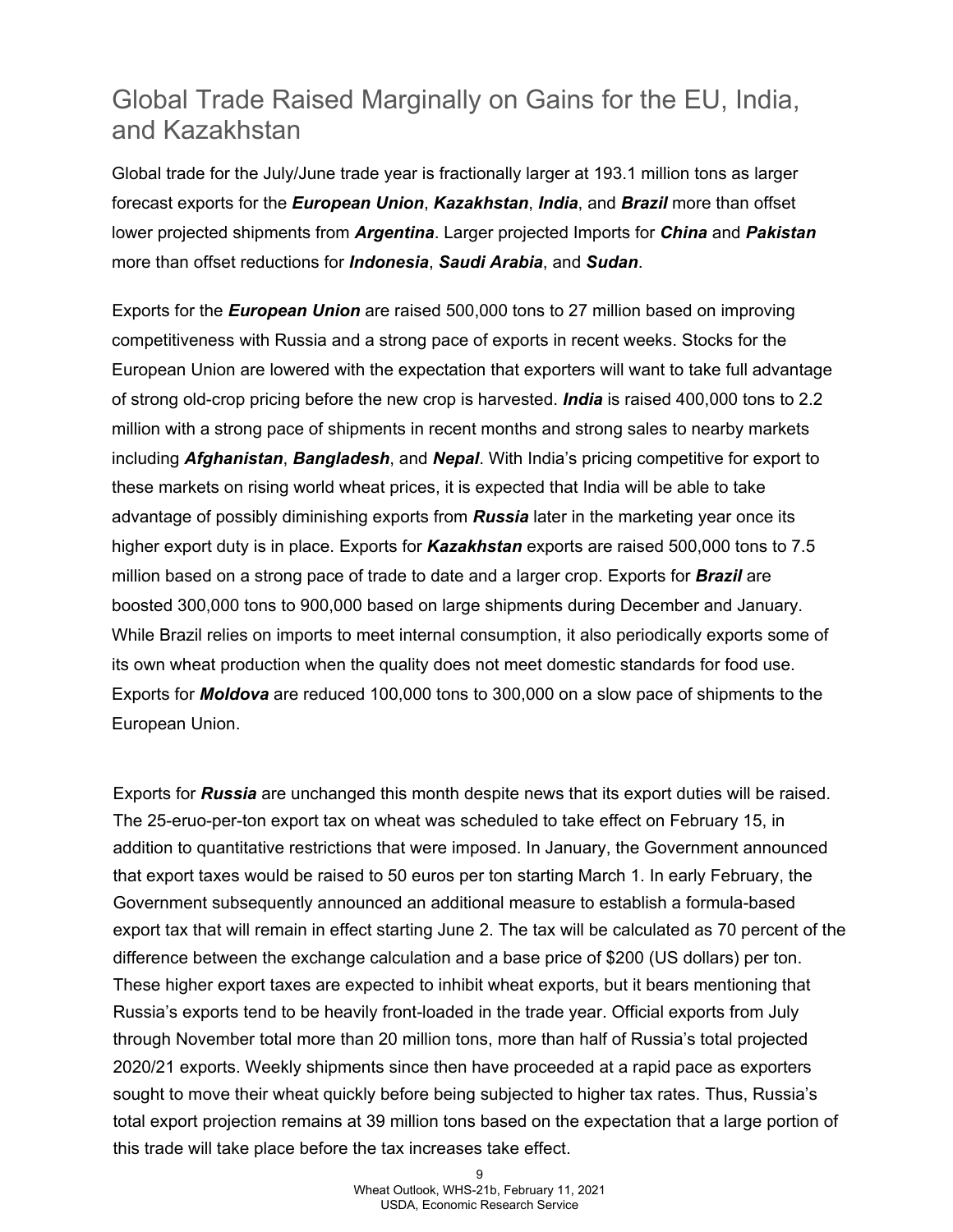## Global Trade Raised Marginally on Gains for the EU, India, and Kazakhstan

Global trade for the July/June trade year is fractionally larger at 193.1 million tons as larger forecast exports for the ***European Union***, ***Kazakhstan***, ***India***, and ***Brazil*** more than offset lower projected shipments from ***Argentina***. Larger projected Imports for ***China*** and ***Pakistan*** more than offset reductions for ***Indonesia***, ***Saudi Arabia***, and ***Sudan***.

Exports for the ***European Union*** are raised 500,000 tons to 27 million based on improving competitiveness with Russia and a strong pace of exports in recent weeks. Stocks for the European Union are lowered with the expectation that exporters will want to take full advantage of strong old-crop pricing before the new crop is harvested. ***India*** is raised 400,000 tons to 2.2 million with a strong pace of shipments in recent months and strong sales to nearby markets including ***Afghanistan***, ***Bangladesh***, and ***Nepal***. With India's pricing competitive for export to these markets on rising world wheat prices, it is expected that India will be able to take advantage of possibly diminishing exports from ***Russia*** later in the marketing year once its higher export duty is in place. Exports for ***Kazakhstan*** exports are raised 500,000 tons to 7.5 million based on a strong pace of trade to date and a larger crop. Exports for ***Brazil*** are boosted 300,000 tons to 900,000 based on large shipments during December and January. While Brazil relies on imports to meet internal consumption, it also periodically exports some of its own wheat production when the quality does not meet domestic standards for food use. Exports for ***Moldova*** are reduced 100,000 tons to 300,000 on a slow pace of shipments to the European Union.

Exports for ***Russia*** are unchanged this month despite news that its export duties will be raised. The 25-eruo-per-ton export tax on wheat was scheduled to take effect on February 15, in addition to quantitative restrictions that were imposed. In January, the Government announced that export taxes would be raised to 50 euros per ton starting March 1. In early February, the Government subsequently announced an additional measure to establish a formula-based export tax that will remain in effect starting June 2. The tax will be calculated as 70 percent of the difference between the exchange calculation and a base price of $200 (US dollars) per ton. These higher export taxes are expected to inhibit wheat exports, but it bears mentioning that Russia's exports tend to be heavily front-loaded in the trade year. Official exports from July through November total more than 20 million tons, more than half of Russia's total projected 2020/21 exports. Weekly shipments since then have proceeded at a rapid pace as exporters sought to move their wheat quickly before being subjected to higher tax rates. Thus, Russia's total export projection remains at 39 million tons based on the expectation that a large portion of this trade will take place before the tax increases take effect.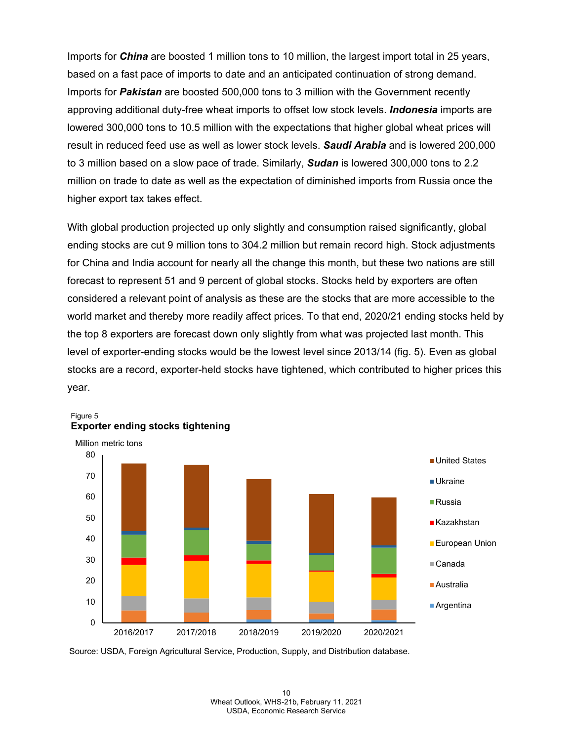Imports for ***China*** are boosted 1 million tons to 10 million, the largest import total in 25 years, based on a fast pace of imports to date and an anticipated continuation of strong demand. Imports for ***Pakistan*** are boosted 500,000 tons to 3 million with the Government recently approving additional duty-free wheat imports to offset low stock levels. ***Indonesia*** imports are lowered 300,000 tons to 10.5 million with the expectations that higher global wheat prices will result in reduced feed use as well as lower stock levels. ***Saudi Arabia*** and is lowered 200,000 to 3 million based on a slow pace of trade. Similarly, ***Sudan*** is lowered 300,000 tons to 2.2 million on trade to date as well as the expectation of diminished imports from Russia once the higher export tax takes effect.

With global production projected up only slightly and consumption raised significantly, global ending stocks are cut 9 million tons to 304.2 million but remain record high. Stock adjustments for China and India account for nearly all the change this month, but these two nations are still forecast to represent 51 and 9 percent of global stocks. Stocks held by exporters are often considered a relevant point of analysis as these are the stocks that are more accessible to the world market and thereby more readily affect prices. To that end, 2020/21 ending stocks held by the top 8 exporters are forecast down only slightly from what was projected last month. This level of exporter-ending stocks would be the lowest level since 2013/14 (fig. 5). Even as global stocks are a record, exporter-held stocks have tightened, which contributed to higher prices this year.

Figure 5
**Exporter ending stocks tightening**

Million metric tons

Legend: United States, Ukraine, Russia, Kazakhstan, European Union, Canada, Australia, Argentina

Years: 2016/2017, 2017/2018, 2018/2019, 2019/2020, 2020/2021

Source: USDA, Foreign Agricultural Service, Production, Supply, and Distribution database.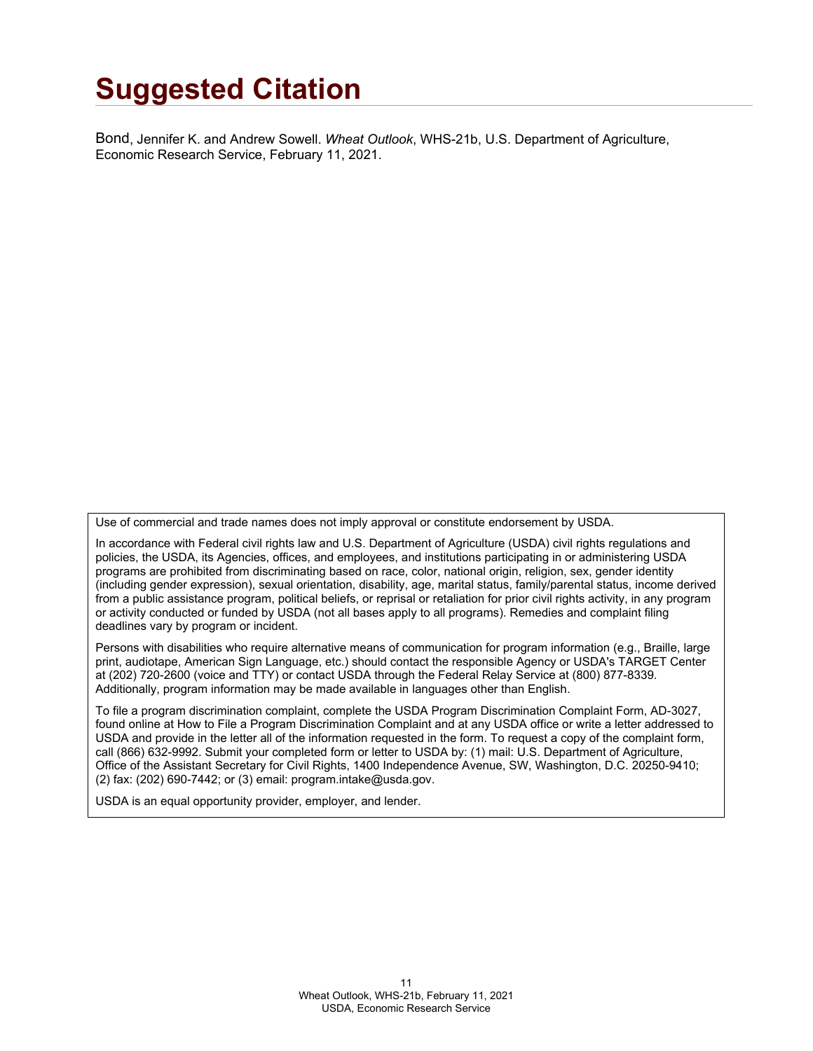# Suggested Citation

Bond, Jennifer K. and Andrew Sowell. *Wheat Outlook*, WHS-21b, U.S. Department of Agriculture, Economic Research Service, February 11, 2021.

Use of commercial and trade names does not imply approval or constitute endorsement by USDA.

In accordance with Federal civil rights law and U.S. Department of Agriculture (USDA) civil rights regulations and policies, the USDA, its Agencies, offices, and employees, and institutions participating in or administering USDA programs are prohibited from discriminating based on race, color, national origin, religion, sex, gender identity (including gender expression), sexual orientation, disability, age, marital status, family/parental status, income derived from a public assistance program, political beliefs, or reprisal or retaliation for prior civil rights activity, in any program or activity conducted or funded by USDA (not all bases apply to all programs). Remedies and complaint filing deadlines vary by program or incident.

Persons with disabilities who require alternative means of communication for program information (e.g., Braille, large print, audiotape, American Sign Language, etc.) should contact the responsible Agency or USDA's TARGET Center at (202) 720-2600 (voice and TTY) or contact USDA through the Federal Relay Service at (800) 877-8339. Additionally, program information may be made available in languages other than English.

To file a program discrimination complaint, complete the USDA Program Discrimination Complaint Form, AD-3027, found online at How to File a Program Discrimination Complaint and at any USDA office or write a letter addressed to USDA and provide in the letter all of the information requested in the form. To request a copy of the complaint form, call (866) 632-9992. Submit your completed form or letter to USDA by: (1) mail: U.S. Department of Agriculture, Office of the Assistant Secretary for Civil Rights, 1400 Independence Avenue, SW, Washington, D.C. 20250-9410; (2) fax: (202) 690-7442; or (3) email: program.intake@usda.gov.

USDA is an equal opportunity provider, employer, and lender.